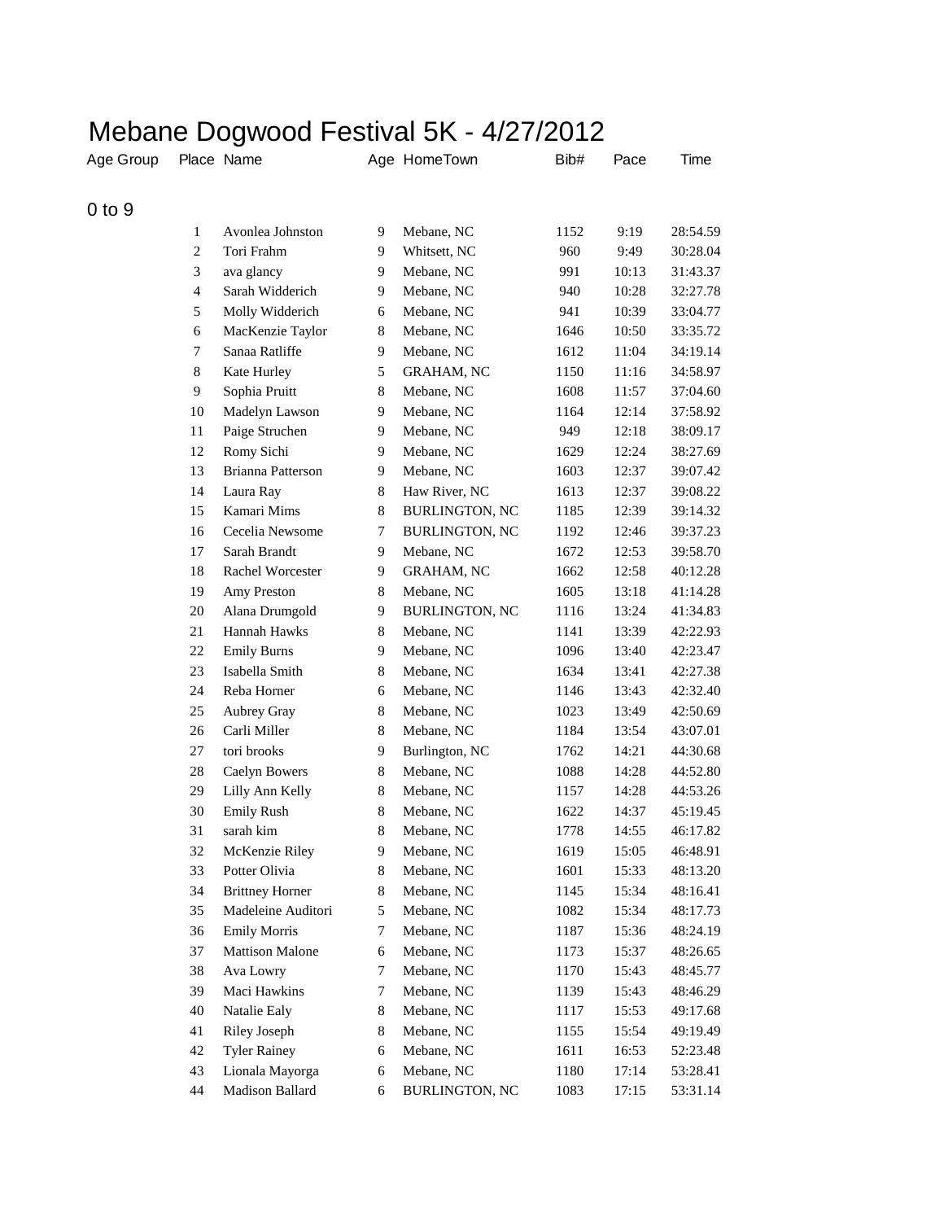# Mebane Dogwood Festival 5K - 4/27/2012

| Age Group | Place | Name | Age | HomeTown | Bib# | Pace | Time |
|---|---|---|---|---|---|---|---|
| 0 to 9 | | | | | | | |
| | 1 | Avonlea Johnston | 9 | Mebane, NC | 1152 | 9:19 | 28:54.59 |
| | 2 | Tori Frahm | 9 | Whitsett, NC | 960 | 9:49 | 30:28.04 |
| | 3 | ava glancy | 9 | Mebane, NC | 991 | 10:13 | 31:43.37 |
| | 4 | Sarah Widderich | 9 | Mebane, NC | 940 | 10:28 | 32:27.78 |
| | 5 | Molly Widderich | 6 | Mebane, NC | 941 | 10:39 | 33:04.77 |
| | 6 | MacKenzie Taylor | 8 | Mebane, NC | 1646 | 10:50 | 33:35.72 |
| | 7 | Sanaa Ratliffe | 9 | Mebane, NC | 1612 | 11:04 | 34:19.14 |
| | 8 | Kate Hurley | 5 | GRAHAM, NC | 1150 | 11:16 | 34:58.97 |
| | 9 | Sophia Pruitt | 8 | Mebane, NC | 1608 | 11:57 | 37:04.60 |
| | 10 | Madelyn Lawson | 9 | Mebane, NC | 1164 | 12:14 | 37:58.92 |
| | 11 | Paige Struchen | 9 | Mebane, NC | 949 | 12:18 | 38:09.17 |
| | 12 | Romy Sichi | 9 | Mebane, NC | 1629 | 12:24 | 38:27.69 |
| | 13 | Brianna Patterson | 9 | Mebane, NC | 1603 | 12:37 | 39:07.42 |
| | 14 | Laura Ray | 8 | Haw River, NC | 1613 | 12:37 | 39:08.22 |
| | 15 | Kamari Mims | 8 | BURLINGTON, NC | 1185 | 12:39 | 39:14.32 |
| | 16 | Cecelia Newsome | 7 | BURLINGTON, NC | 1192 | 12:46 | 39:37.23 |
| | 17 | Sarah Brandt | 9 | Mebane, NC | 1672 | 12:53 | 39:58.70 |
| | 18 | Rachel Worcester | 9 | GRAHAM, NC | 1662 | 12:58 | 40:12.28 |
| | 19 | Amy Preston | 8 | Mebane, NC | 1605 | 13:18 | 41:14.28 |
| | 20 | Alana Drumgold | 9 | BURLINGTON, NC | 1116 | 13:24 | 41:34.83 |
| | 21 | Hannah Hawks | 8 | Mebane, NC | 1141 | 13:39 | 42:22.93 |
| | 22 | Emily Burns | 9 | Mebane, NC | 1096 | 13:40 | 42:23.47 |
| | 23 | Isabella Smith | 8 | Mebane, NC | 1634 | 13:41 | 42:27.38 |
| | 24 | Reba Horner | 6 | Mebane, NC | 1146 | 13:43 | 42:32.40 |
| | 25 | Aubrey Gray | 8 | Mebane, NC | 1023 | 13:49 | 42:50.69 |
| | 26 | Carli Miller | 8 | Mebane, NC | 1184 | 13:54 | 43:07.01 |
| | 27 | tori brooks | 9 | Burlington, NC | 1762 | 14:21 | 44:30.68 |
| | 28 | Caelyn Bowers | 8 | Mebane, NC | 1088 | 14:28 | 44:52.80 |
| | 29 | Lilly Ann Kelly | 8 | Mebane, NC | 1157 | 14:28 | 44:53.26 |
| | 30 | Emily Rush | 8 | Mebane, NC | 1622 | 14:37 | 45:19.45 |
| | 31 | sarah kim | 8 | Mebane, NC | 1778 | 14:55 | 46:17.82 |
| | 32 | McKenzie Riley | 9 | Mebane, NC | 1619 | 15:05 | 46:48.91 |
| | 33 | Potter Olivia | 8 | Mebane, NC | 1601 | 15:33 | 48:13.20 |
| | 34 | Brittney Horner | 8 | Mebane, NC | 1145 | 15:34 | 48:16.41 |
| | 35 | Madeleine Auditori | 5 | Mebane, NC | 1082 | 15:34 | 48:17.73 |
| | 36 | Emily Morris | 7 | Mebane, NC | 1187 | 15:36 | 48:24.19 |
| | 37 | Mattison Malone | 6 | Mebane, NC | 1173 | 15:37 | 48:26.65 |
| | 38 | Ava Lowry | 7 | Mebane, NC | 1170 | 15:43 | 48:45.77 |
| | 39 | Maci Hawkins | 7 | Mebane, NC | 1139 | 15:43 | 48:46.29 |
| | 40 | Natalie Ealy | 8 | Mebane, NC | 1117 | 15:53 | 49:17.68 |
| | 41 | Riley Joseph | 8 | Mebane, NC | 1155 | 15:54 | 49:19.49 |
| | 42 | Tyler Rainey | 6 | Mebane, NC | 1611 | 16:53 | 52:23.48 |
| | 43 | Lionala Mayorga | 6 | Mebane, NC | 1180 | 17:14 | 53:28.41 |
| | 44 | Madison Ballard | 6 | BURLINGTON, NC | 1083 | 17:15 | 53:31.14 |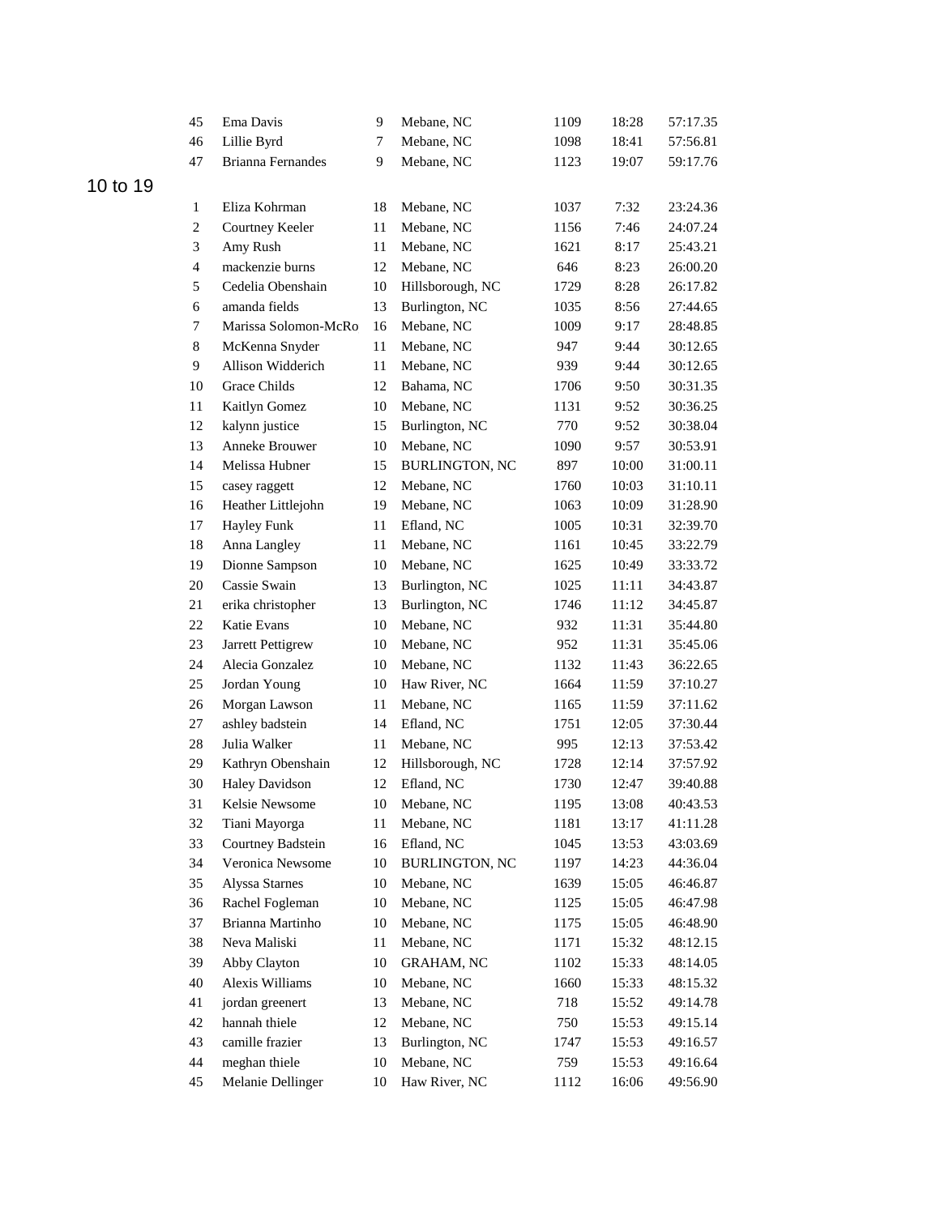| | | | | | | |
|---|---|---|---|---|---|---|
| 45 | Ema Davis | 9 | Mebane, NC | 1109 | 18:28 | 57:17.35 |
| 46 | Lillie Byrd | 7 | Mebane, NC | 1098 | 18:41 | 57:56.81 |
| 47 | Brianna Fernandes | 9 | Mebane, NC | 1123 | 19:07 | 59:17.76 |

## 10 to 19

| | | | | | | |
|---|---|---|---|---|---|---|
| 1 | Eliza Kohrman | 18 | Mebane, NC | 1037 | 7:32 | 23:24.36 |
| 2 | Courtney Keeler | 11 | Mebane, NC | 1156 | 7:46 | 24:07.24 |
| 3 | Amy Rush | 11 | Mebane, NC | 1621 | 8:17 | 25:43.21 |
| 4 | mackenzie burns | 12 | Mebane, NC | 646 | 8:23 | 26:00.20 |
| 5 | Cedelia Obenshain | 10 | Hillsborough, NC | 1729 | 8:28 | 26:17.82 |
| 6 | amanda fields | 13 | Burlington, NC | 1035 | 8:56 | 27:44.65 |
| 7 | Marissa Solomon-McRo | 16 | Mebane, NC | 1009 | 9:17 | 28:48.85 |
| 8 | McKenna Snyder | 11 | Mebane, NC | 947 | 9:44 | 30:12.65 |
| 9 | Allison Widderich | 11 | Mebane, NC | 939 | 9:44 | 30:12.65 |
| 10 | Grace Childs | 12 | Bahama, NC | 1706 | 9:50 | 30:31.35 |
| 11 | Kaitlyn Gomez | 10 | Mebane, NC | 1131 | 9:52 | 30:36.25 |
| 12 | kalynn justice | 15 | Burlington, NC | 770 | 9:52 | 30:38.04 |
| 13 | Anneke Brouwer | 10 | Mebane, NC | 1090 | 9:57 | 30:53.91 |
| 14 | Melissa Hubner | 15 | BURLINGTON, NC | 897 | 10:00 | 31:00.11 |
| 15 | casey raggett | 12 | Mebane, NC | 1760 | 10:03 | 31:10.11 |
| 16 | Heather Littlejohn | 19 | Mebane, NC | 1063 | 10:09 | 31:28.90 |
| 17 | Hayley Funk | 11 | Efland, NC | 1005 | 10:31 | 32:39.70 |
| 18 | Anna Langley | 11 | Mebane, NC | 1161 | 10:45 | 33:22.79 |
| 19 | Dionne Sampson | 10 | Mebane, NC | 1625 | 10:49 | 33:33.72 |
| 20 | Cassie Swain | 13 | Burlington, NC | 1025 | 11:11 | 34:43.87 |
| 21 | erika christopher | 13 | Burlington, NC | 1746 | 11:12 | 34:45.87 |
| 22 | Katie Evans | 10 | Mebane, NC | 932 | 11:31 | 35:44.80 |
| 23 | Jarrett Pettigrew | 10 | Mebane, NC | 952 | 11:31 | 35:45.06 |
| 24 | Alecia Gonzalez | 10 | Mebane, NC | 1132 | 11:43 | 36:22.65 |
| 25 | Jordan Young | 10 | Haw River, NC | 1664 | 11:59 | 37:10.27 |
| 26 | Morgan Lawson | 11 | Mebane, NC | 1165 | 11:59 | 37:11.62 |
| 27 | ashley badstein | 14 | Efland, NC | 1751 | 12:05 | 37:30.44 |
| 28 | Julia Walker | 11 | Mebane, NC | 995 | 12:13 | 37:53.42 |
| 29 | Kathryn Obenshain | 12 | Hillsborough, NC | 1728 | 12:14 | 37:57.92 |
| 30 | Haley Davidson | 12 | Efland, NC | 1730 | 12:47 | 39:40.88 |
| 31 | Kelsie Newsome | 10 | Mebane, NC | 1195 | 13:08 | 40:43.53 |
| 32 | Tiani Mayorga | 11 | Mebane, NC | 1181 | 13:17 | 41:11.28 |
| 33 | Courtney Badstein | 16 | Efland, NC | 1045 | 13:53 | 43:03.69 |
| 34 | Veronica Newsome | 10 | BURLINGTON, NC | 1197 | 14:23 | 44:36.04 |
| 35 | Alyssa Starnes | 10 | Mebane, NC | 1639 | 15:05 | 46:46.87 |
| 36 | Rachel Fogleman | 10 | Mebane, NC | 1125 | 15:05 | 46:47.98 |
| 37 | Brianna Martinho | 10 | Mebane, NC | 1175 | 15:05 | 46:48.90 |
| 38 | Neva Maliski | 11 | Mebane, NC | 1171 | 15:32 | 48:12.15 |
| 39 | Abby Clayton | 10 | GRAHAM, NC | 1102 | 15:33 | 48:14.05 |
| 40 | Alexis Williams | 10 | Mebane, NC | 1660 | 15:33 | 48:15.32 |
| 41 | jordan greenert | 13 | Mebane, NC | 718 | 15:52 | 49:14.78 |
| 42 | hannah thiele | 12 | Mebane, NC | 750 | 15:53 | 49:15.14 |
| 43 | camille frazier | 13 | Burlington, NC | 1747 | 15:53 | 49:16.57 |
| 44 | meghan thiele | 10 | Mebane, NC | 759 | 15:53 | 49:16.64 |
| 45 | Melanie Dellinger | 10 | Haw River, NC | 1112 | 16:06 | 49:56.90 |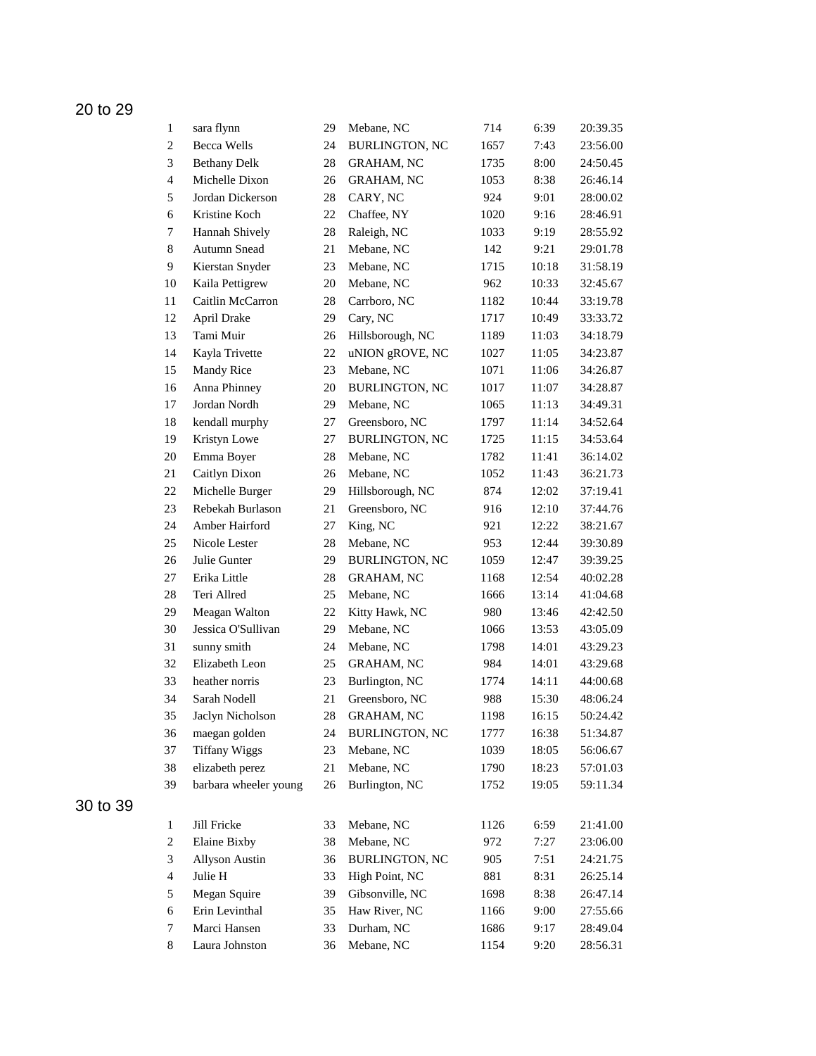## 20 to 29

| | | | | | | |
|---|---|---|---|---|---|---|
| 1 | sara flynn | 29 | Mebane, NC | 714 | 6:39 | 20:39.35 |
| 2 | Becca Wells | 24 | BURLINGTON, NC | 1657 | 7:43 | 23:56.00 |
| 3 | Bethany Delk | 28 | GRAHAM, NC | 1735 | 8:00 | 24:50.45 |
| 4 | Michelle Dixon | 26 | GRAHAM, NC | 1053 | 8:38 | 26:46.14 |
| 5 | Jordan Dickerson | 28 | CARY, NC | 924 | 9:01 | 28:00.02 |
| 6 | Kristine Koch | 22 | Chaffee, NY | 1020 | 9:16 | 28:46.91 |
| 7 | Hannah Shively | 28 | Raleigh, NC | 1033 | 9:19 | 28:55.92 |
| 8 | Autumn Snead | 21 | Mebane, NC | 142 | 9:21 | 29:01.78 |
| 9 | Kierstan Snyder | 23 | Mebane, NC | 1715 | 10:18 | 31:58.19 |
| 10 | Kaila Pettigrew | 20 | Mebane, NC | 962 | 10:33 | 32:45.67 |
| 11 | Caitlin McCarron | 28 | Carrboro, NC | 1182 | 10:44 | 33:19.78 |
| 12 | April Drake | 29 | Cary, NC | 1717 | 10:49 | 33:33.72 |
| 13 | Tami Muir | 26 | Hillsborough, NC | 1189 | 11:03 | 34:18.79 |
| 14 | Kayla Trivette | 22 | uNION gROVE, NC | 1027 | 11:05 | 34:23.87 |
| 15 | Mandy Rice | 23 | Mebane, NC | 1071 | 11:06 | 34:26.87 |
| 16 | Anna Phinney | 20 | BURLINGTON, NC | 1017 | 11:07 | 34:28.87 |
| 17 | Jordan Nordh | 29 | Mebane, NC | 1065 | 11:13 | 34:49.31 |
| 18 | kendall murphy | 27 | Greensboro, NC | 1797 | 11:14 | 34:52.64 |
| 19 | Kristyn Lowe | 27 | BURLINGTON, NC | 1725 | 11:15 | 34:53.64 |
| 20 | Emma Boyer | 28 | Mebane, NC | 1782 | 11:41 | 36:14.02 |
| 21 | Caitlyn Dixon | 26 | Mebane, NC | 1052 | 11:43 | 36:21.73 |
| 22 | Michelle Burger | 29 | Hillsborough, NC | 874 | 12:02 | 37:19.41 |
| 23 | Rebekah Burlason | 21 | Greensboro, NC | 916 | 12:10 | 37:44.76 |
| 24 | Amber Hairford | 27 | King, NC | 921 | 12:22 | 38:21.67 |
| 25 | Nicole Lester | 28 | Mebane, NC | 953 | 12:44 | 39:30.89 |
| 26 | Julie Gunter | 29 | BURLINGTON, NC | 1059 | 12:47 | 39:39.25 |
| 27 | Erika Little | 28 | GRAHAM, NC | 1168 | 12:54 | 40:02.28 |
| 28 | Teri Allred | 25 | Mebane, NC | 1666 | 13:14 | 41:04.68 |
| 29 | Meagan Walton | 22 | Kitty Hawk, NC | 980 | 13:46 | 42:42.50 |
| 30 | Jessica O'Sullivan | 29 | Mebane, NC | 1066 | 13:53 | 43:05.09 |
| 31 | sunny smith | 24 | Mebane, NC | 1798 | 14:01 | 43:29.23 |
| 32 | Elizabeth Leon | 25 | GRAHAM, NC | 984 | 14:01 | 43:29.68 |
| 33 | heather norris | 23 | Burlington, NC | 1774 | 14:11 | 44:00.68 |
| 34 | Sarah Nodell | 21 | Greensboro, NC | 988 | 15:30 | 48:06.24 |
| 35 | Jaclyn Nicholson | 28 | GRAHAM, NC | 1198 | 16:15 | 50:24.42 |
| 36 | maegan golden | 24 | BURLINGTON, NC | 1777 | 16:38 | 51:34.87 |
| 37 | Tiffany Wiggs | 23 | Mebane, NC | 1039 | 18:05 | 56:06.67 |
| 38 | elizabeth perez | 21 | Mebane, NC | 1790 | 18:23 | 57:01.03 |
| 39 | barbara wheeler young | 26 | Burlington, NC | 1752 | 19:05 | 59:11.34 |

## 30 to 39

| | | | | | | |
|---|---|---|---|---|---|---|
| 1 | Jill Fricke | 33 | Mebane, NC | 1126 | 6:59 | 21:41.00 |
| 2 | Elaine Bixby | 38 | Mebane, NC | 972 | 7:27 | 23:06.00 |
| 3 | Allyson Austin | 36 | BURLINGTON, NC | 905 | 7:51 | 24:21.75 |
| 4 | Julie H | 33 | High Point, NC | 881 | 8:31 | 26:25.14 |
| 5 | Megan Squire | 39 | Gibsonville, NC | 1698 | 8:38 | 26:47.14 |
| 6 | Erin Levinthal | 35 | Haw River, NC | 1166 | 9:00 | 27:55.66 |
| 7 | Marci Hansen | 33 | Durham, NC | 1686 | 9:17 | 28:49.04 |
| 8 | Laura Johnston | 36 | Mebane, NC | 1154 | 9:20 | 28:56.31 |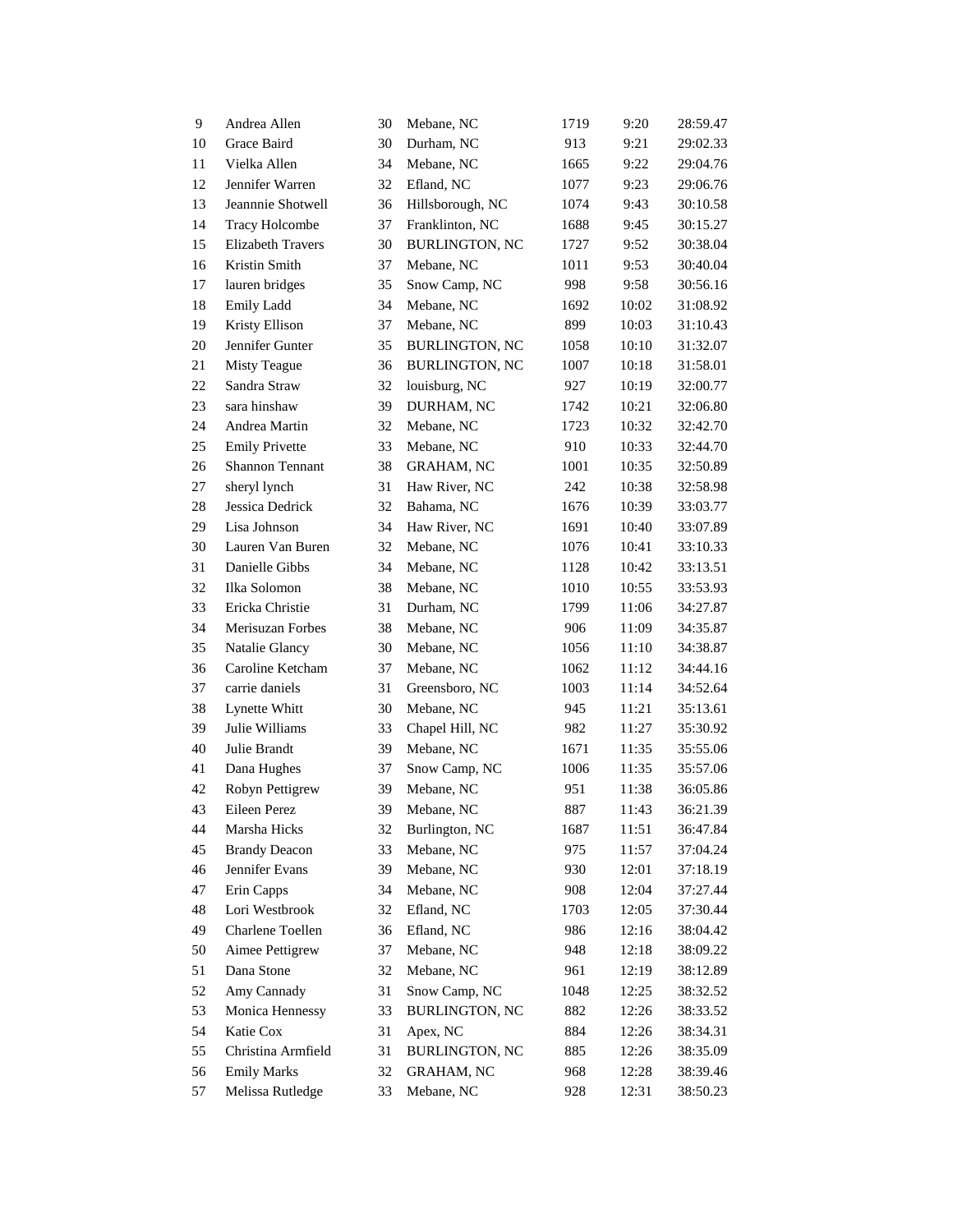| | | | | | | |
|---|---|---|---|---|---|---|
| 9 | Andrea Allen | 30 | Mebane, NC | 1719 | 9:20 | 28:59.47 |
| 10 | Grace Baird | 30 | Durham, NC | 913 | 9:21 | 29:02.33 |
| 11 | Vielka Allen | 34 | Mebane, NC | 1665 | 9:22 | 29:04.76 |
| 12 | Jennifer Warren | 32 | Efland, NC | 1077 | 9:23 | 29:06.76 |
| 13 | Jeannnie Shotwell | 36 | Hillsborough, NC | 1074 | 9:43 | 30:10.58 |
| 14 | Tracy Holcombe | 37 | Franklinton, NC | 1688 | 9:45 | 30:15.27 |
| 15 | Elizabeth Travers | 30 | BURLINGTON, NC | 1727 | 9:52 | 30:38.04 |
| 16 | Kristin Smith | 37 | Mebane, NC | 1011 | 9:53 | 30:40.04 |
| 17 | lauren bridges | 35 | Snow Camp, NC | 998 | 9:58 | 30:56.16 |
| 18 | Emily Ladd | 34 | Mebane, NC | 1692 | 10:02 | 31:08.92 |
| 19 | Kristy Ellison | 37 | Mebane, NC | 899 | 10:03 | 31:10.43 |
| 20 | Jennifer Gunter | 35 | BURLINGTON, NC | 1058 | 10:10 | 31:32.07 |
| 21 | Misty Teague | 36 | BURLINGTON, NC | 1007 | 10:18 | 31:58.01 |
| 22 | Sandra Straw | 32 | louisburg, NC | 927 | 10:19 | 32:00.77 |
| 23 | sara hinshaw | 39 | DURHAM, NC | 1742 | 10:21 | 32:06.80 |
| 24 | Andrea Martin | 32 | Mebane, NC | 1723 | 10:32 | 32:42.70 |
| 25 | Emily Privette | 33 | Mebane, NC | 910 | 10:33 | 32:44.70 |
| 26 | Shannon Tennant | 38 | GRAHAM, NC | 1001 | 10:35 | 32:50.89 |
| 27 | sheryl lynch | 31 | Haw River, NC | 242 | 10:38 | 32:58.98 |
| 28 | Jessica Dedrick | 32 | Bahama, NC | 1676 | 10:39 | 33:03.77 |
| 29 | Lisa Johnson | 34 | Haw River, NC | 1691 | 10:40 | 33:07.89 |
| 30 | Lauren Van Buren | 32 | Mebane, NC | 1076 | 10:41 | 33:10.33 |
| 31 | Danielle Gibbs | 34 | Mebane, NC | 1128 | 10:42 | 33:13.51 |
| 32 | Ilka Solomon | 38 | Mebane, NC | 1010 | 10:55 | 33:53.93 |
| 33 | Ericka Christie | 31 | Durham, NC | 1799 | 11:06 | 34:27.87 |
| 34 | Merisuzan Forbes | 38 | Mebane, NC | 906 | 11:09 | 34:35.87 |
| 35 | Natalie Glancy | 30 | Mebane, NC | 1056 | 11:10 | 34:38.87 |
| 36 | Caroline Ketcham | 37 | Mebane, NC | 1062 | 11:12 | 34:44.16 |
| 37 | carrie daniels | 31 | Greensboro, NC | 1003 | 11:14 | 34:52.64 |
| 38 | Lynette Whitt | 30 | Mebane, NC | 945 | 11:21 | 35:13.61 |
| 39 | Julie Williams | 33 | Chapel Hill, NC | 982 | 11:27 | 35:30.92 |
| 40 | Julie Brandt | 39 | Mebane, NC | 1671 | 11:35 | 35:55.06 |
| 41 | Dana Hughes | 37 | Snow Camp, NC | 1006 | 11:35 | 35:57.06 |
| 42 | Robyn Pettigrew | 39 | Mebane, NC | 951 | 11:38 | 36:05.86 |
| 43 | Eileen Perez | 39 | Mebane, NC | 887 | 11:43 | 36:21.39 |
| 44 | Marsha Hicks | 32 | Burlington, NC | 1687 | 11:51 | 36:47.84 |
| 45 | Brandy Deacon | 33 | Mebane, NC | 975 | 11:57 | 37:04.24 |
| 46 | Jennifer Evans | 39 | Mebane, NC | 930 | 12:01 | 37:18.19 |
| 47 | Erin Capps | 34 | Mebane, NC | 908 | 12:04 | 37:27.44 |
| 48 | Lori Westbrook | 32 | Efland, NC | 1703 | 12:05 | 37:30.44 |
| 49 | Charlene Toellen | 36 | Efland, NC | 986 | 12:16 | 38:04.42 |
| 50 | Aimee Pettigrew | 37 | Mebane, NC | 948 | 12:18 | 38:09.22 |
| 51 | Dana Stone | 32 | Mebane, NC | 961 | 12:19 | 38:12.89 |
| 52 | Amy Cannady | 31 | Snow Camp, NC | 1048 | 12:25 | 38:32.52 |
| 53 | Monica Hennessy | 33 | BURLINGTON, NC | 882 | 12:26 | 38:33.52 |
| 54 | Katie Cox | 31 | Apex, NC | 884 | 12:26 | 38:34.31 |
| 55 | Christina Armfield | 31 | BURLINGTON, NC | 885 | 12:26 | 38:35.09 |
| 56 | Emily Marks | 32 | GRAHAM, NC | 968 | 12:28 | 38:39.46 |
| 57 | Melissa Rutledge | 33 | Mebane, NC | 928 | 12:31 | 38:50.23 |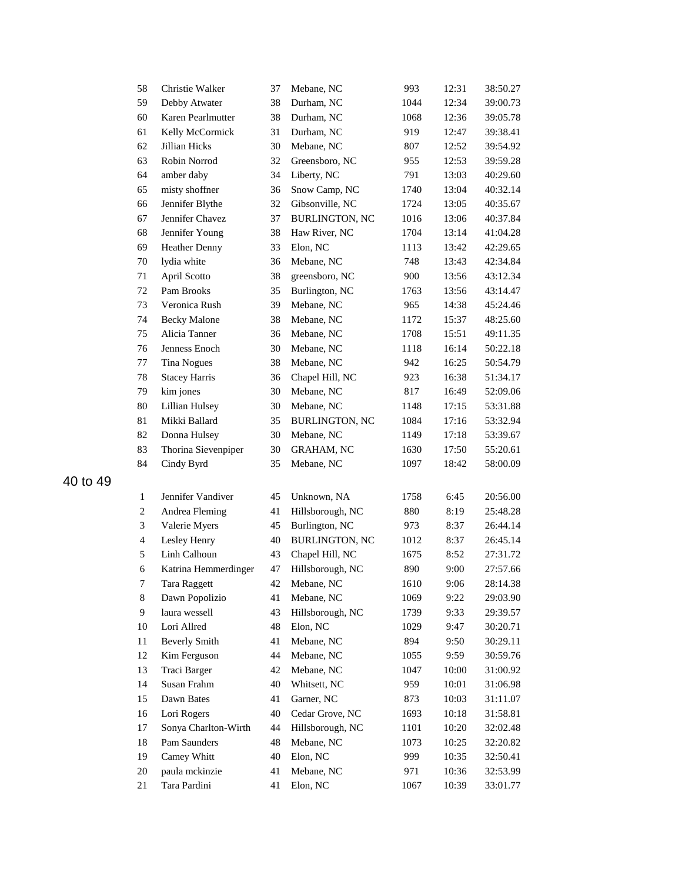| | | | | | | |
|---|---|---|---|---|---|---|
| 58 | Christie Walker | 37 | Mebane, NC | 993 | 12:31 | 38:50.27 |
| 59 | Debby Atwater | 38 | Durham, NC | 1044 | 12:34 | 39:00.73 |
| 60 | Karen Pearlmutter | 38 | Durham, NC | 1068 | 12:36 | 39:05.78 |
| 61 | Kelly McCormick | 31 | Durham, NC | 919 | 12:47 | 39:38.41 |
| 62 | Jillian Hicks | 30 | Mebane, NC | 807 | 12:52 | 39:54.92 |
| 63 | Robin Norrod | 32 | Greensboro, NC | 955 | 12:53 | 39:59.28 |
| 64 | amber daby | 34 | Liberty, NC | 791 | 13:03 | 40:29.60 |
| 65 | misty shoffner | 36 | Snow Camp, NC | 1740 | 13:04 | 40:32.14 |
| 66 | Jennifer Blythe | 32 | Gibsonville, NC | 1724 | 13:05 | 40:35.67 |
| 67 | Jennifer Chavez | 37 | BURLINGTON, NC | 1016 | 13:06 | 40:37.84 |
| 68 | Jennifer Young | 38 | Haw River, NC | 1704 | 13:14 | 41:04.28 |
| 69 | Heather Denny | 33 | Elon, NC | 1113 | 13:42 | 42:29.65 |
| 70 | lydia white | 36 | Mebane, NC | 748 | 13:43 | 42:34.84 |
| 71 | April Scotto | 38 | greensboro, NC | 900 | 13:56 | 43:12.34 |
| 72 | Pam Brooks | 35 | Burlington, NC | 1763 | 13:56 | 43:14.47 |
| 73 | Veronica Rush | 39 | Mebane, NC | 965 | 14:38 | 45:24.46 |
| 74 | Becky Malone | 38 | Mebane, NC | 1172 | 15:37 | 48:25.60 |
| 75 | Alicia Tanner | 36 | Mebane, NC | 1708 | 15:51 | 49:11.35 |
| 76 | Jenness Enoch | 30 | Mebane, NC | 1118 | 16:14 | 50:22.18 |
| 77 | Tina Nogues | 38 | Mebane, NC | 942 | 16:25 | 50:54.79 |
| 78 | Stacey Harris | 36 | Chapel Hill, NC | 923 | 16:38 | 51:34.17 |
| 79 | kim jones | 30 | Mebane, NC | 817 | 16:49 | 52:09.06 |
| 80 | Lillian Hulsey | 30 | Mebane, NC | 1148 | 17:15 | 53:31.88 |
| 81 | Mikki Ballard | 35 | BURLINGTON, NC | 1084 | 17:16 | 53:32.94 |
| 82 | Donna Hulsey | 30 | Mebane, NC | 1149 | 17:18 | 53:39.67 |
| 83 | Thorina Sievenpiper | 30 | GRAHAM, NC | 1630 | 17:50 | 55:20.61 |
| 84 | Cindy Byrd | 35 | Mebane, NC | 1097 | 18:42 | 58:00.09 |

## 40 to 49

| | | | | | | |
|---|---|---|---|---|---|---|
| 1 | Jennifer Vandiver | 45 | Unknown, NA | 1758 | 6:45 | 20:56.00 |
| 2 | Andrea Fleming | 41 | Hillsborough, NC | 880 | 8:19 | 25:48.28 |
| 3 | Valerie Myers | 45 | Burlington, NC | 973 | 8:37 | 26:44.14 |
| 4 | Lesley Henry | 40 | BURLINGTON, NC | 1012 | 8:37 | 26:45.14 |
| 5 | Linh Calhoun | 43 | Chapel Hill, NC | 1675 | 8:52 | 27:31.72 |
| 6 | Katrina Hemmerdinger | 47 | Hillsborough, NC | 890 | 9:00 | 27:57.66 |
| 7 | Tara Raggett | 42 | Mebane, NC | 1610 | 9:06 | 28:14.38 |
| 8 | Dawn Popolizio | 41 | Mebane, NC | 1069 | 9:22 | 29:03.90 |
| 9 | laura wessell | 43 | Hillsborough, NC | 1739 | 9:33 | 29:39.57 |
| 10 | Lori Allred | 48 | Elon, NC | 1029 | 9:47 | 30:20.71 |
| 11 | Beverly Smith | 41 | Mebane, NC | 894 | 9:50 | 30:29.11 |
| 12 | Kim Ferguson | 44 | Mebane, NC | 1055 | 9:59 | 30:59.76 |
| 13 | Traci Barger | 42 | Mebane, NC | 1047 | 10:00 | 31:00.92 |
| 14 | Susan Frahm | 40 | Whitsett, NC | 959 | 10:01 | 31:06.98 |
| 15 | Dawn Bates | 41 | Garner, NC | 873 | 10:03 | 31:11.07 |
| 16 | Lori Rogers | 40 | Cedar Grove, NC | 1693 | 10:18 | 31:58.81 |
| 17 | Sonya Charlton-Wirth | 44 | Hillsborough, NC | 1101 | 10:20 | 32:02.48 |
| 18 | Pam Saunders | 48 | Mebane, NC | 1073 | 10:25 | 32:20.82 |
| 19 | Camey Whitt | 40 | Elon, NC | 999 | 10:35 | 32:50.41 |
| 20 | paula mckinzie | 41 | Mebane, NC | 971 | 10:36 | 32:53.99 |
| 21 | Tara Pardini | 41 | Elon, NC | 1067 | 10:39 | 33:01.77 |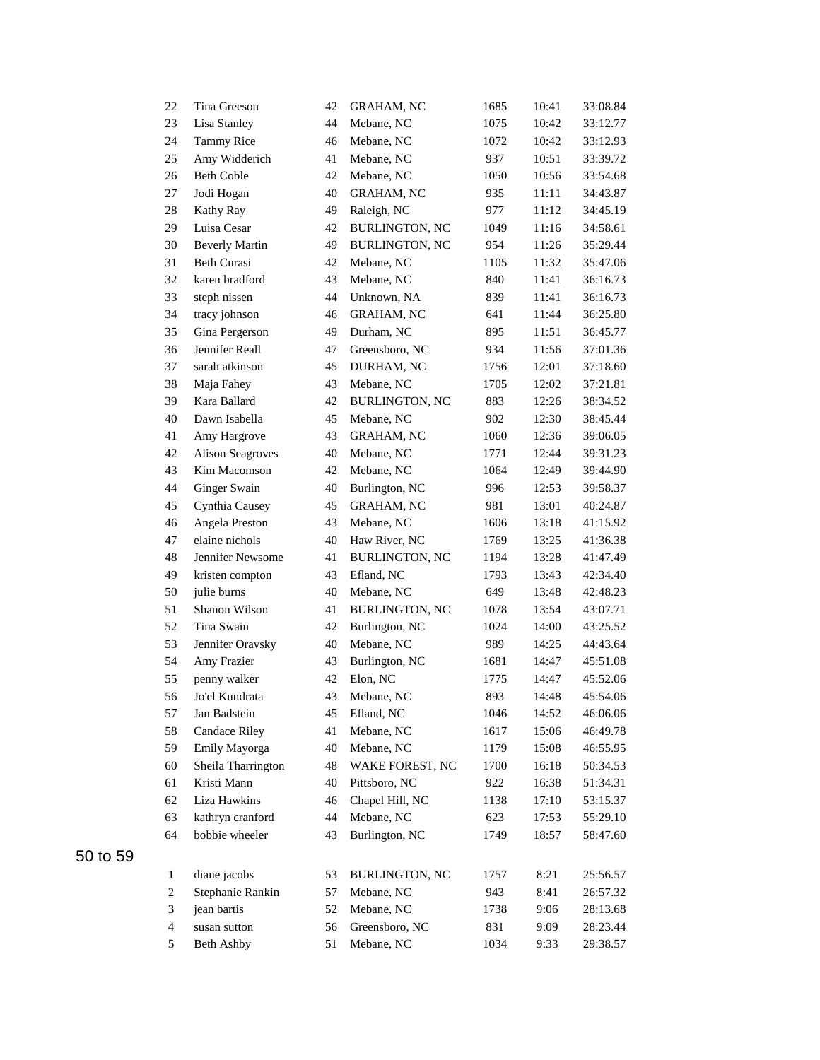| | | | | | | |
|---|---|---|---|---|---|---|
| 22 | Tina Greeson | 42 | GRAHAM, NC | 1685 | 10:41 | 33:08.84 |
| 23 | Lisa Stanley | 44 | Mebane, NC | 1075 | 10:42 | 33:12.77 |
| 24 | Tammy Rice | 46 | Mebane, NC | 1072 | 10:42 | 33:12.93 |
| 25 | Amy Widderich | 41 | Mebane, NC | 937 | 10:51 | 33:39.72 |
| 26 | Beth Coble | 42 | Mebane, NC | 1050 | 10:56 | 33:54.68 |
| 27 | Jodi Hogan | 40 | GRAHAM, NC | 935 | 11:11 | 34:43.87 |
| 28 | Kathy Ray | 49 | Raleigh, NC | 977 | 11:12 | 34:45.19 |
| 29 | Luisa Cesar | 42 | BURLINGTON, NC | 1049 | 11:16 | 34:58.61 |
| 30 | Beverly Martin | 49 | BURLINGTON, NC | 954 | 11:26 | 35:29.44 |
| 31 | Beth Curasi | 42 | Mebane, NC | 1105 | 11:32 | 35:47.06 |
| 32 | karen bradford | 43 | Mebane, NC | 840 | 11:41 | 36:16.73 |
| 33 | steph nissen | 44 | Unknown, NA | 839 | 11:41 | 36:16.73 |
| 34 | tracy johnson | 46 | GRAHAM, NC | 641 | 11:44 | 36:25.80 |
| 35 | Gina Pergerson | 49 | Durham, NC | 895 | 11:51 | 36:45.77 |
| 36 | Jennifer Reall | 47 | Greensboro, NC | 934 | 11:56 | 37:01.36 |
| 37 | sarah atkinson | 45 | DURHAM, NC | 1756 | 12:01 | 37:18.60 |
| 38 | Maja Fahey | 43 | Mebane, NC | 1705 | 12:02 | 37:21.81 |
| 39 | Kara Ballard | 42 | BURLINGTON, NC | 883 | 12:26 | 38:34.52 |
| 40 | Dawn Isabella | 45 | Mebane, NC | 902 | 12:30 | 38:45.44 |
| 41 | Amy Hargrove | 43 | GRAHAM, NC | 1060 | 12:36 | 39:06.05 |
| 42 | Alison Seagroves | 40 | Mebane, NC | 1771 | 12:44 | 39:31.23 |
| 43 | Kim Macomson | 42 | Mebane, NC | 1064 | 12:49 | 39:44.90 |
| 44 | Ginger Swain | 40 | Burlington, NC | 996 | 12:53 | 39:58.37 |
| 45 | Cynthia Causey | 45 | GRAHAM, NC | 981 | 13:01 | 40:24.87 |
| 46 | Angela Preston | 43 | Mebane, NC | 1606 | 13:18 | 41:15.92 |
| 47 | elaine nichols | 40 | Haw River, NC | 1769 | 13:25 | 41:36.38 |
| 48 | Jennifer Newsome | 41 | BURLINGTON, NC | 1194 | 13:28 | 41:47.49 |
| 49 | kristen compton | 43 | Efland, NC | 1793 | 13:43 | 42:34.40 |
| 50 | julie burns | 40 | Mebane, NC | 649 | 13:48 | 42:48.23 |
| 51 | Shanon Wilson | 41 | BURLINGTON, NC | 1078 | 13:54 | 43:07.71 |
| 52 | Tina Swain | 42 | Burlington, NC | 1024 | 14:00 | 43:25.52 |
| 53 | Jennifer Oravsky | 40 | Mebane, NC | 989 | 14:25 | 44:43.64 |
| 54 | Amy Frazier | 43 | Burlington, NC | 1681 | 14:47 | 45:51.08 |
| 55 | penny walker | 42 | Elon, NC | 1775 | 14:47 | 45:52.06 |
| 56 | Jo'el Kundrata | 43 | Mebane, NC | 893 | 14:48 | 45:54.06 |
| 57 | Jan Badstein | 45 | Efland, NC | 1046 | 14:52 | 46:06.06 |
| 58 | Candace Riley | 41 | Mebane, NC | 1617 | 15:06 | 46:49.78 |
| 59 | Emily Mayorga | 40 | Mebane, NC | 1179 | 15:08 | 46:55.95 |
| 60 | Sheila Tharrington | 48 | WAKE FOREST, NC | 1700 | 16:18 | 50:34.53 |
| 61 | Kristi Mann | 40 | Pittsboro, NC | 922 | 16:38 | 51:34.31 |
| 62 | Liza Hawkins | 46 | Chapel Hill, NC | 1138 | 17:10 | 53:15.37 |
| 63 | kathryn cranford | 44 | Mebane, NC | 623 | 17:53 | 55:29.10 |
| 64 | bobbie wheeler | 43 | Burlington, NC | 1749 | 18:57 | 58:47.60 |

50 to 59

| | | | | | | |
|---|---|---|---|---|---|---|
| 1 | diane jacobs | 53 | BURLINGTON, NC | 1757 | 8:21 | 25:56.57 |
| 2 | Stephanie Rankin | 57 | Mebane, NC | 943 | 8:41 | 26:57.32 |
| 3 | jean bartis | 52 | Mebane, NC | 1738 | 9:06 | 28:13.68 |
| 4 | susan sutton | 56 | Greensboro, NC | 831 | 9:09 | 28:23.44 |
| 5 | Beth Ashby | 51 | Mebane, NC | 1034 | 9:33 | 29:38.57 |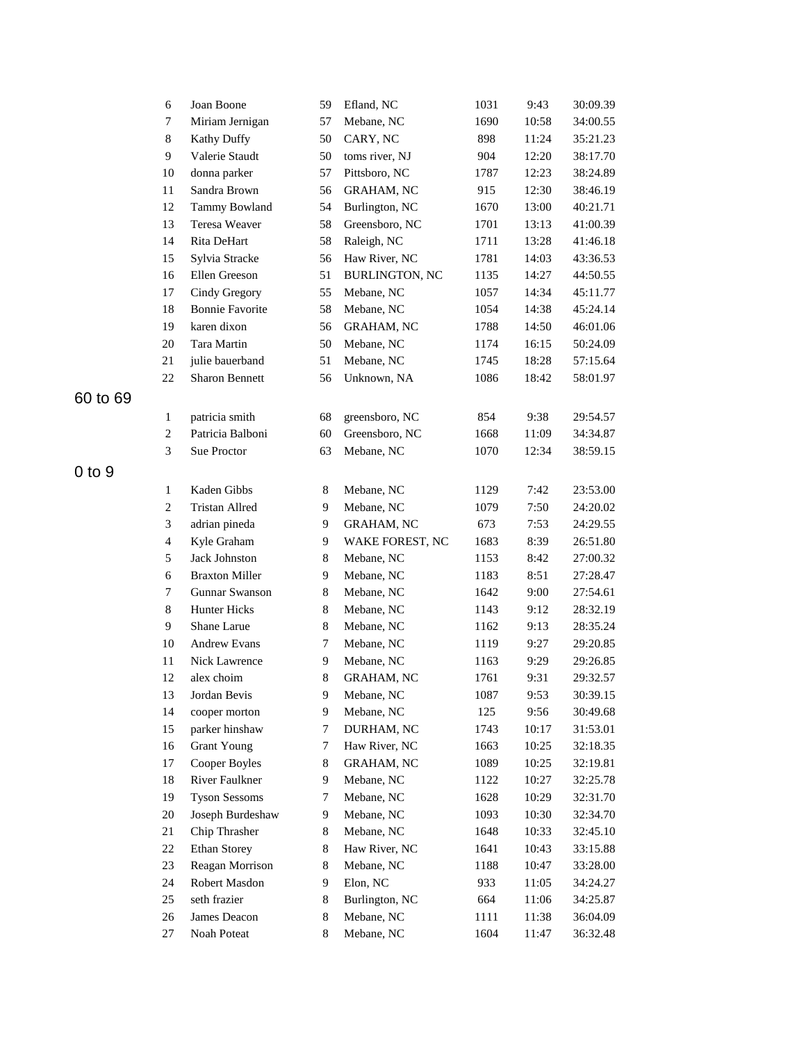| | | | | | | |
|---|---|---|---|---|---|---|
| 6 | Joan Boone | 59 | Efland, NC | 1031 | 9:43 | 30:09.39 |
| 7 | Miriam Jernigan | 57 | Mebane, NC | 1690 | 10:58 | 34:00.55 |
| 8 | Kathy Duffy | 50 | CARY, NC | 898 | 11:24 | 35:21.23 |
| 9 | Valerie Staudt | 50 | toms river, NJ | 904 | 12:20 | 38:17.70 |
| 10 | donna parker | 57 | Pittsboro, NC | 1787 | 12:23 | 38:24.89 |
| 11 | Sandra Brown | 56 | GRAHAM, NC | 915 | 12:30 | 38:46.19 |
| 12 | Tammy Bowland | 54 | Burlington, NC | 1670 | 13:00 | 40:21.71 |
| 13 | Teresa Weaver | 58 | Greensboro, NC | 1701 | 13:13 | 41:00.39 |
| 14 | Rita DeHart | 58 | Raleigh, NC | 1711 | 13:28 | 41:46.18 |
| 15 | Sylvia Stracke | 56 | Haw River, NC | 1781 | 14:03 | 43:36.53 |
| 16 | Ellen Greeson | 51 | BURLINGTON, NC | 1135 | 14:27 | 44:50.55 |
| 17 | Cindy Gregory | 55 | Mebane, NC | 1057 | 14:34 | 45:11.77 |
| 18 | Bonnie Favorite | 58 | Mebane, NC | 1054 | 14:38 | 45:24.14 |
| 19 | karen dixon | 56 | GRAHAM, NC | 1788 | 14:50 | 46:01.06 |
| 20 | Tara Martin | 50 | Mebane, NC | 1174 | 16:15 | 50:24.09 |
| 21 | julie bauerband | 51 | Mebane, NC | 1745 | 18:28 | 57:15.64 |
| 22 | Sharon Bennett | 56 | Unknown, NA | 1086 | 18:42 | 58:01.97 |

## 60 to 69

| | | | | | | |
|---|---|---|---|---|---|---|
| 1 | patricia smith | 68 | greensboro, NC | 854 | 9:38 | 29:54.57 |
| 2 | Patricia Balboni | 60 | Greensboro, NC | 1668 | 11:09 | 34:34.87 |
| 3 | Sue Proctor | 63 | Mebane, NC | 1070 | 12:34 | 38:59.15 |

## 0 to 9

| | | | | | | |
|---|---|---|---|---|---|---|
| 1 | Kaden Gibbs | 8 | Mebane, NC | 1129 | 7:42 | 23:53.00 |
| 2 | Tristan Allred | 9 | Mebane, NC | 1079 | 7:50 | 24:20.02 |
| 3 | adrian pineda | 9 | GRAHAM, NC | 673 | 7:53 | 24:29.55 |
| 4 | Kyle Graham | 9 | WAKE FOREST, NC | 1683 | 8:39 | 26:51.80 |
| 5 | Jack Johnston | 8 | Mebane, NC | 1153 | 8:42 | 27:00.32 |
| 6 | Braxton Miller | 9 | Mebane, NC | 1183 | 8:51 | 27:28.47 |
| 7 | Gunnar Swanson | 8 | Mebane, NC | 1642 | 9:00 | 27:54.61 |
| 8 | Hunter Hicks | 8 | Mebane, NC | 1143 | 9:12 | 28:32.19 |
| 9 | Shane Larue | 8 | Mebane, NC | 1162 | 9:13 | 28:35.24 |
| 10 | Andrew Evans | 7 | Mebane, NC | 1119 | 9:27 | 29:20.85 |
| 11 | Nick Lawrence | 9 | Mebane, NC | 1163 | 9:29 | 29:26.85 |
| 12 | alex choim | 8 | GRAHAM, NC | 1761 | 9:31 | 29:32.57 |
| 13 | Jordan Bevis | 9 | Mebane, NC | 1087 | 9:53 | 30:39.15 |
| 14 | cooper morton | 9 | Mebane, NC | 125 | 9:56 | 30:49.68 |
| 15 | parker hinshaw | 7 | DURHAM, NC | 1743 | 10:17 | 31:53.01 |
| 16 | Grant Young | 7 | Haw River, NC | 1663 | 10:25 | 32:18.35 |
| 17 | Cooper Boyles | 8 | GRAHAM, NC | 1089 | 10:25 | 32:19.81 |
| 18 | River Faulkner | 9 | Mebane, NC | 1122 | 10:27 | 32:25.78 |
| 19 | Tyson Sessoms | 7 | Mebane, NC | 1628 | 10:29 | 32:31.70 |
| 20 | Joseph Burdeshaw | 9 | Mebane, NC | 1093 | 10:30 | 32:34.70 |
| 21 | Chip Thrasher | 8 | Mebane, NC | 1648 | 10:33 | 32:45.10 |
| 22 | Ethan Storey | 8 | Haw River, NC | 1641 | 10:43 | 33:15.88 |
| 23 | Reagan Morrison | 8 | Mebane, NC | 1188 | 10:47 | 33:28.00 |
| 24 | Robert Masdon | 9 | Elon, NC | 933 | 11:05 | 34:24.27 |
| 25 | seth frazier | 8 | Burlington, NC | 664 | 11:06 | 34:25.87 |
| 26 | James Deacon | 8 | Mebane, NC | 1111 | 11:38 | 36:04.09 |
| 27 | Noah Poteat | 8 | Mebane, NC | 1604 | 11:47 | 36:32.48 |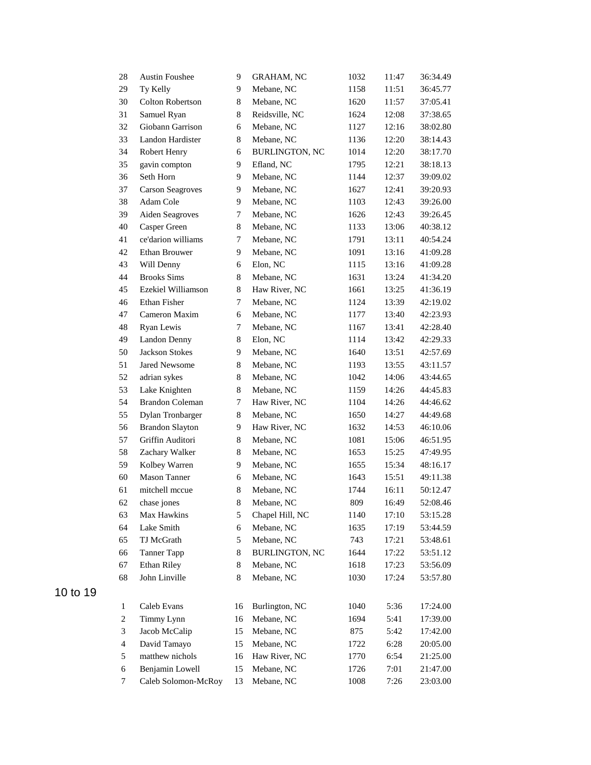| | | | | | | |
|---|---|---|---|---|---|---|
| 28 | Austin Foushee | 9 | GRAHAM, NC | 1032 | 11:47 | 36:34.49 |
| 29 | Ty Kelly | 9 | Mebane, NC | 1158 | 11:51 | 36:45.77 |
| 30 | Colton Robertson | 8 | Mebane, NC | 1620 | 11:57 | 37:05.41 |
| 31 | Samuel Ryan | 8 | Reidsville, NC | 1624 | 12:08 | 37:38.65 |
| 32 | Giobann Garrison | 6 | Mebane, NC | 1127 | 12:16 | 38:02.80 |
| 33 | Landon Hardister | 8 | Mebane, NC | 1136 | 12:20 | 38:14.43 |
| 34 | Robert Henry | 6 | BURLINGTON, NC | 1014 | 12:20 | 38:17.70 |
| 35 | gavin compton | 9 | Efland, NC | 1795 | 12:21 | 38:18.13 |
| 36 | Seth Horn | 9 | Mebane, NC | 1144 | 12:37 | 39:09.02 |
| 37 | Carson Seagroves | 9 | Mebane, NC | 1627 | 12:41 | 39:20.93 |
| 38 | Adam Cole | 9 | Mebane, NC | 1103 | 12:43 | 39:26.00 |
| 39 | Aiden Seagroves | 7 | Mebane, NC | 1626 | 12:43 | 39:26.45 |
| 40 | Casper Green | 8 | Mebane, NC | 1133 | 13:06 | 40:38.12 |
| 41 | ce'darion williams | 7 | Mebane, NC | 1791 | 13:11 | 40:54.24 |
| 42 | Ethan Brouwer | 9 | Mebane, NC | 1091 | 13:16 | 41:09.28 |
| 43 | Will Denny | 6 | Elon, NC | 1115 | 13:16 | 41:09.28 |
| 44 | Brooks Sims | 8 | Mebane, NC | 1631 | 13:24 | 41:34.20 |
| 45 | Ezekiel Williamson | 8 | Haw River, NC | 1661 | 13:25 | 41:36.19 |
| 46 | Ethan Fisher | 7 | Mebane, NC | 1124 | 13:39 | 42:19.02 |
| 47 | Cameron Maxim | 6 | Mebane, NC | 1177 | 13:40 | 42:23.93 |
| 48 | Ryan Lewis | 7 | Mebane, NC | 1167 | 13:41 | 42:28.40 |
| 49 | Landon Denny | 8 | Elon, NC | 1114 | 13:42 | 42:29.33 |
| 50 | Jackson Stokes | 9 | Mebane, NC | 1640 | 13:51 | 42:57.69 |
| 51 | Jared Newsome | 8 | Mebane, NC | 1193 | 13:55 | 43:11.57 |
| 52 | adrian sykes | 8 | Mebane, NC | 1042 | 14:06 | 43:44.65 |
| 53 | Lake Knighten | 8 | Mebane, NC | 1159 | 14:26 | 44:45.83 |
| 54 | Brandon Coleman | 7 | Haw River, NC | 1104 | 14:26 | 44:46.62 |
| 55 | Dylan Tronbarger | 8 | Mebane, NC | 1650 | 14:27 | 44:49.68 |
| 56 | Brandon Slayton | 9 | Haw River, NC | 1632 | 14:53 | 46:10.06 |
| 57 | Griffin Auditori | 8 | Mebane, NC | 1081 | 15:06 | 46:51.95 |
| 58 | Zachary Walker | 8 | Mebane, NC | 1653 | 15:25 | 47:49.95 |
| 59 | Kolbey Warren | 9 | Mebane, NC | 1655 | 15:34 | 48:16.17 |
| 60 | Mason Tanner | 6 | Mebane, NC | 1643 | 15:51 | 49:11.38 |
| 61 | mitchell mccue | 8 | Mebane, NC | 1744 | 16:11 | 50:12.47 |
| 62 | chase jones | 8 | Mebane, NC | 809 | 16:49 | 52:08.46 |
| 63 | Max Hawkins | 5 | Chapel Hill, NC | 1140 | 17:10 | 53:15.28 |
| 64 | Lake Smith | 6 | Mebane, NC | 1635 | 17:19 | 53:44.59 |
| 65 | TJ McGrath | 5 | Mebane, NC | 743 | 17:21 | 53:48.61 |
| 66 | Tanner Tapp | 8 | BURLINGTON, NC | 1644 | 17:22 | 53:51.12 |
| 67 | Ethan Riley | 8 | Mebane, NC | 1618 | 17:23 | 53:56.09 |
| 68 | John Linville | 8 | Mebane, NC | 1030 | 17:24 | 53:57.80 |

## 10 to 19

| | | | | | | |
|---|---|---|---|---|---|---|
| 1 | Caleb Evans | 16 | Burlington, NC | 1040 | 5:36 | 17:24.00 |
| 2 | Timmy Lynn | 16 | Mebane, NC | 1694 | 5:41 | 17:39.00 |
| 3 | Jacob McCalip | 15 | Mebane, NC | 875 | 5:42 | 17:42.00 |
| 4 | David Tamayo | 15 | Mebane, NC | 1722 | 6:28 | 20:05.00 |
| 5 | matthew nichols | 16 | Haw River, NC | 1770 | 6:54 | 21:25.00 |
| 6 | Benjamin Lowell | 15 | Mebane, NC | 1726 | 7:01 | 21:47.00 |
| 7 | Caleb Solomon-McRoy | 13 | Mebane, NC | 1008 | 7:26 | 23:03.00 |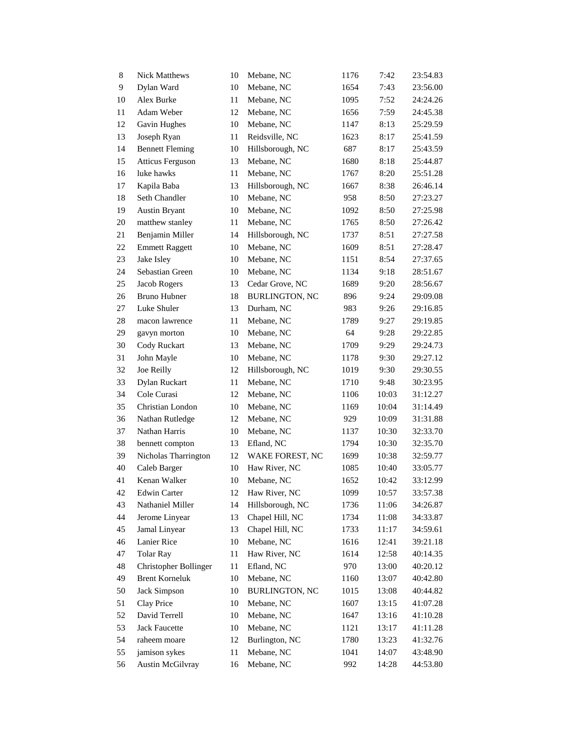| | | | | | | |
|---|---|---|---|---|---|---|
| 8 | Nick Matthews | 10 | Mebane, NC | 1176 | 7:42 | 23:54.83 |
| 9 | Dylan Ward | 10 | Mebane, NC | 1654 | 7:43 | 23:56.00 |
| 10 | Alex Burke | 11 | Mebane, NC | 1095 | 7:52 | 24:24.26 |
| 11 | Adam Weber | 12 | Mebane, NC | 1656 | 7:59 | 24:45.38 |
| 12 | Gavin Hughes | 10 | Mebane, NC | 1147 | 8:13 | 25:29.59 |
| 13 | Joseph Ryan | 11 | Reidsville, NC | 1623 | 8:17 | 25:41.59 |
| 14 | Bennett Fleming | 10 | Hillsborough, NC | 687 | 8:17 | 25:43.59 |
| 15 | Atticus Ferguson | 13 | Mebane, NC | 1680 | 8:18 | 25:44.87 |
| 16 | luke hawks | 11 | Mebane, NC | 1767 | 8:20 | 25:51.28 |
| 17 | Kapila Baba | 13 | Hillsborough, NC | 1667 | 8:38 | 26:46.14 |
| 18 | Seth Chandler | 10 | Mebane, NC | 958 | 8:50 | 27:23.27 |
| 19 | Austin Bryant | 10 | Mebane, NC | 1092 | 8:50 | 27:25.98 |
| 20 | matthew stanley | 11 | Mebane, NC | 1765 | 8:50 | 27:26.42 |
| 21 | Benjamin Miller | 14 | Hillsborough, NC | 1737 | 8:51 | 27:27.58 |
| 22 | Emmett Raggett | 10 | Mebane, NC | 1609 | 8:51 | 27:28.47 |
| 23 | Jake Isley | 10 | Mebane, NC | 1151 | 8:54 | 27:37.65 |
| 24 | Sebastian Green | 10 | Mebane, NC | 1134 | 9:18 | 28:51.67 |
| 25 | Jacob Rogers | 13 | Cedar Grove, NC | 1689 | 9:20 | 28:56.67 |
| 26 | Bruno Hubner | 18 | BURLINGTON, NC | 896 | 9:24 | 29:09.08 |
| 27 | Luke Shuler | 13 | Durham, NC | 983 | 9:26 | 29:16.85 |
| 28 | macon lawrence | 11 | Mebane, NC | 1789 | 9:27 | 29:19.85 |
| 29 | gavyn morton | 10 | Mebane, NC | 64 | 9:28 | 29:22.85 |
| 30 | Cody Ruckart | 13 | Mebane, NC | 1709 | 9:29 | 29:24.73 |
| 31 | John Mayle | 10 | Mebane, NC | 1178 | 9:30 | 29:27.12 |
| 32 | Joe Reilly | 12 | Hillsborough, NC | 1019 | 9:30 | 29:30.55 |
| 33 | Dylan Ruckart | 11 | Mebane, NC | 1710 | 9:48 | 30:23.95 |
| 34 | Cole Curasi | 12 | Mebane, NC | 1106 | 10:03 | 31:12.27 |
| 35 | Christian London | 10 | Mebane, NC | 1169 | 10:04 | 31:14.49 |
| 36 | Nathan Rutledge | 12 | Mebane, NC | 929 | 10:09 | 31:31.88 |
| 37 | Nathan Harris | 10 | Mebane, NC | 1137 | 10:30 | 32:33.70 |
| 38 | bennett compton | 13 | Efland, NC | 1794 | 10:30 | 32:35.70 |
| 39 | Nicholas Tharrington | 12 | WAKE FOREST, NC | 1699 | 10:38 | 32:59.77 |
| 40 | Caleb Barger | 10 | Haw River, NC | 1085 | 10:40 | 33:05.77 |
| 41 | Kenan Walker | 10 | Mebane, NC | 1652 | 10:42 | 33:12.99 |
| 42 | Edwin Carter | 12 | Haw River, NC | 1099 | 10:57 | 33:57.38 |
| 43 | Nathaniel Miller | 14 | Hillsborough, NC | 1736 | 11:06 | 34:26.87 |
| 44 | Jerome Linyear | 13 | Chapel Hill, NC | 1734 | 11:08 | 34:33.87 |
| 45 | Jamal Linyear | 13 | Chapel Hill, NC | 1733 | 11:17 | 34:59.61 |
| 46 | Lanier Rice | 10 | Mebane, NC | 1616 | 12:41 | 39:21.18 |
| 47 | Tolar Ray | 11 | Haw River, NC | 1614 | 12:58 | 40:14.35 |
| 48 | Christopher Bollinger | 11 | Efland, NC | 970 | 13:00 | 40:20.12 |
| 49 | Brent Korneluk | 10 | Mebane, NC | 1160 | 13:07 | 40:42.80 |
| 50 | Jack Simpson | 10 | BURLINGTON, NC | 1015 | 13:08 | 40:44.82 |
| 51 | Clay Price | 10 | Mebane, NC | 1607 | 13:15 | 41:07.28 |
| 52 | David Terrell | 10 | Mebane, NC | 1647 | 13:16 | 41:10.28 |
| 53 | Jack Faucette | 10 | Mebane, NC | 1121 | 13:17 | 41:11.28 |
| 54 | raheem moare | 12 | Burlington, NC | 1780 | 13:23 | 41:32.76 |
| 55 | jamison sykes | 11 | Mebane, NC | 1041 | 14:07 | 43:48.90 |
| 56 | Austin McGilvray | 16 | Mebane, NC | 992 | 14:28 | 44:53.80 |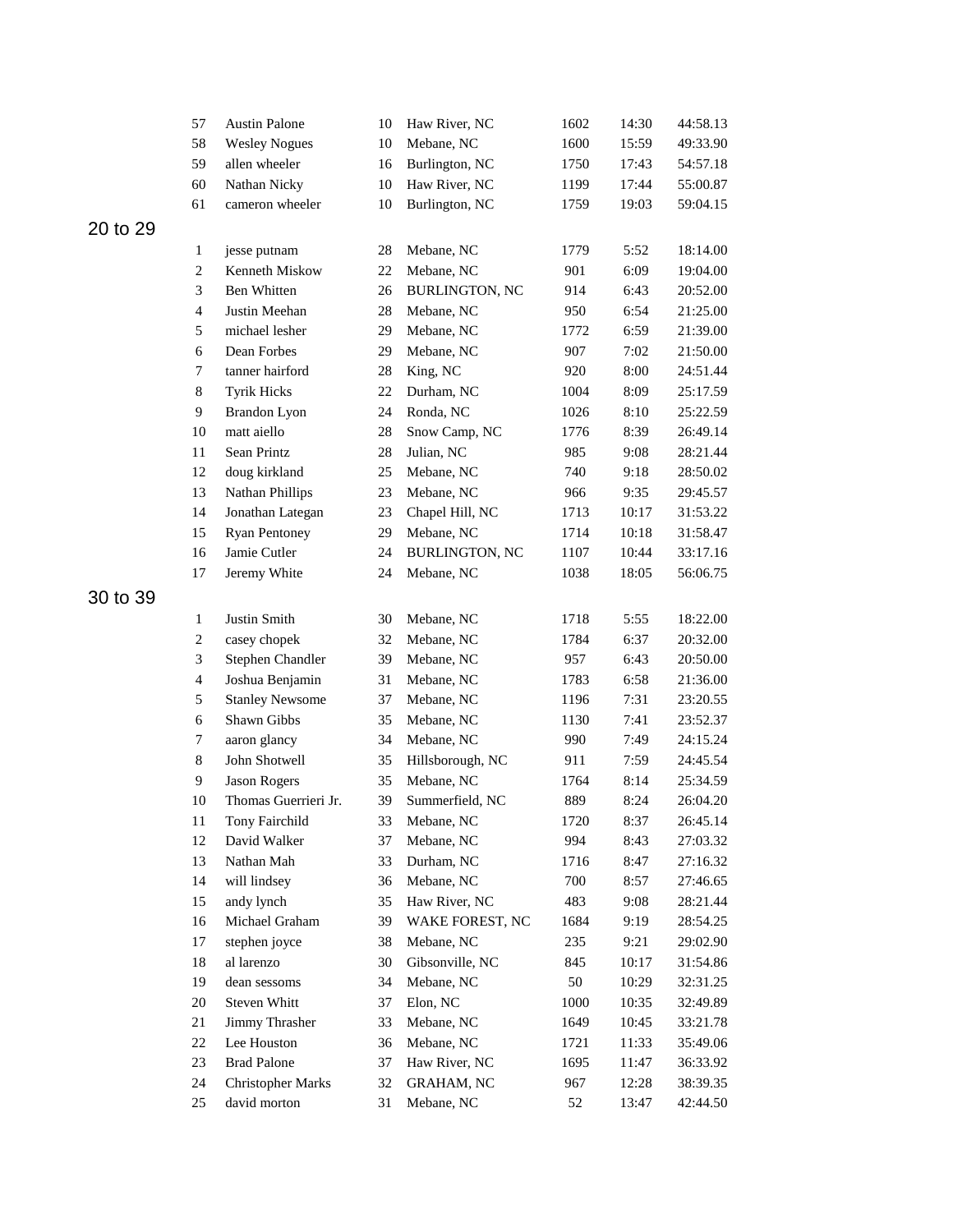| | | | | | | |
|---|---|---|---|---|---|---|
| 57 | Austin Palone | 10 | Haw River, NC | 1602 | 14:30 | 44:58.13 |
| 58 | Wesley Nogues | 10 | Mebane, NC | 1600 | 15:59 | 49:33.90 |
| 59 | allen wheeler | 16 | Burlington, NC | 1750 | 17:43 | 54:57.18 |
| 60 | Nathan Nicky | 10 | Haw River, NC | 1199 | 17:44 | 55:00.87 |
| 61 | cameron wheeler | 10 | Burlington, NC | 1759 | 19:03 | 59:04.15 |

## 20 to 29

| | | | | | | |
|---|---|---|---|---|---|---|
| 1 | jesse putnam | 28 | Mebane, NC | 1779 | 5:52 | 18:14.00 |
| 2 | Kenneth Miskow | 22 | Mebane, NC | 901 | 6:09 | 19:04.00 |
| 3 | Ben Whitten | 26 | BURLINGTON, NC | 914 | 6:43 | 20:52.00 |
| 4 | Justin Meehan | 28 | Mebane, NC | 950 | 6:54 | 21:25.00 |
| 5 | michael lesher | 29 | Mebane, NC | 1772 | 6:59 | 21:39.00 |
| 6 | Dean Forbes | 29 | Mebane, NC | 907 | 7:02 | 21:50.00 |
| 7 | tanner hairford | 28 | King, NC | 920 | 8:00 | 24:51.44 |
| 8 | Tyrik Hicks | 22 | Durham, NC | 1004 | 8:09 | 25:17.59 |
| 9 | Brandon Lyon | 24 | Ronda, NC | 1026 | 8:10 | 25:22.59 |
| 10 | matt aiello | 28 | Snow Camp, NC | 1776 | 8:39 | 26:49.14 |
| 11 | Sean Printz | 28 | Julian, NC | 985 | 9:08 | 28:21.44 |
| 12 | doug kirkland | 25 | Mebane, NC | 740 | 9:18 | 28:50.02 |
| 13 | Nathan Phillips | 23 | Mebane, NC | 966 | 9:35 | 29:45.57 |
| 14 | Jonathan Lategan | 23 | Chapel Hill, NC | 1713 | 10:17 | 31:53.22 |
| 15 | Ryan Pentoney | 29 | Mebane, NC | 1714 | 10:18 | 31:58.47 |
| 16 | Jamie Cutler | 24 | BURLINGTON, NC | 1107 | 10:44 | 33:17.16 |
| 17 | Jeremy White | 24 | Mebane, NC | 1038 | 18:05 | 56:06.75 |

## 30 to 39

| | | | | | | |
|---|---|---|---|---|---|---|
| 1 | Justin Smith | 30 | Mebane, NC | 1718 | 5:55 | 18:22.00 |
| 2 | casey chopek | 32 | Mebane, NC | 1784 | 6:37 | 20:32.00 |
| 3 | Stephen Chandler | 39 | Mebane, NC | 957 | 6:43 | 20:50.00 |
| 4 | Joshua Benjamin | 31 | Mebane, NC | 1783 | 6:58 | 21:36.00 |
| 5 | Stanley Newsome | 37 | Mebane, NC | 1196 | 7:31 | 23:20.55 |
| 6 | Shawn Gibbs | 35 | Mebane, NC | 1130 | 7:41 | 23:52.37 |
| 7 | aaron glancy | 34 | Mebane, NC | 990 | 7:49 | 24:15.24 |
| 8 | John Shotwell | 35 | Hillsborough, NC | 911 | 7:59 | 24:45.54 |
| 9 | Jason Rogers | 35 | Mebane, NC | 1764 | 8:14 | 25:34.59 |
| 10 | Thomas Guerrieri Jr. | 39 | Summerfield, NC | 889 | 8:24 | 26:04.20 |
| 11 | Tony Fairchild | 33 | Mebane, NC | 1720 | 8:37 | 26:45.14 |
| 12 | David Walker | 37 | Mebane, NC | 994 | 8:43 | 27:03.32 |
| 13 | Nathan Mah | 33 | Durham, NC | 1716 | 8:47 | 27:16.32 |
| 14 | will lindsey | 36 | Mebane, NC | 700 | 8:57 | 27:46.65 |
| 15 | andy lynch | 35 | Haw River, NC | 483 | 9:08 | 28:21.44 |
| 16 | Michael Graham | 39 | WAKE FOREST, NC | 1684 | 9:19 | 28:54.25 |
| 17 | stephen joyce | 38 | Mebane, NC | 235 | 9:21 | 29:02.90 |
| 18 | al larenzo | 30 | Gibsonville, NC | 845 | 10:17 | 31:54.86 |
| 19 | dean sessoms | 34 | Mebane, NC | 50 | 10:29 | 32:31.25 |
| 20 | Steven Whitt | 37 | Elon, NC | 1000 | 10:35 | 32:49.89 |
| 21 | Jimmy Thrasher | 33 | Mebane, NC | 1649 | 10:45 | 33:21.78 |
| 22 | Lee Houston | 36 | Mebane, NC | 1721 | 11:33 | 35:49.06 |
| 23 | Brad Palone | 37 | Haw River, NC | 1695 | 11:47 | 36:33.92 |
| 24 | Christopher Marks | 32 | GRAHAM, NC | 967 | 12:28 | 38:39.35 |
| 25 | david morton | 31 | Mebane, NC | 52 | 13:47 | 42:44.50 |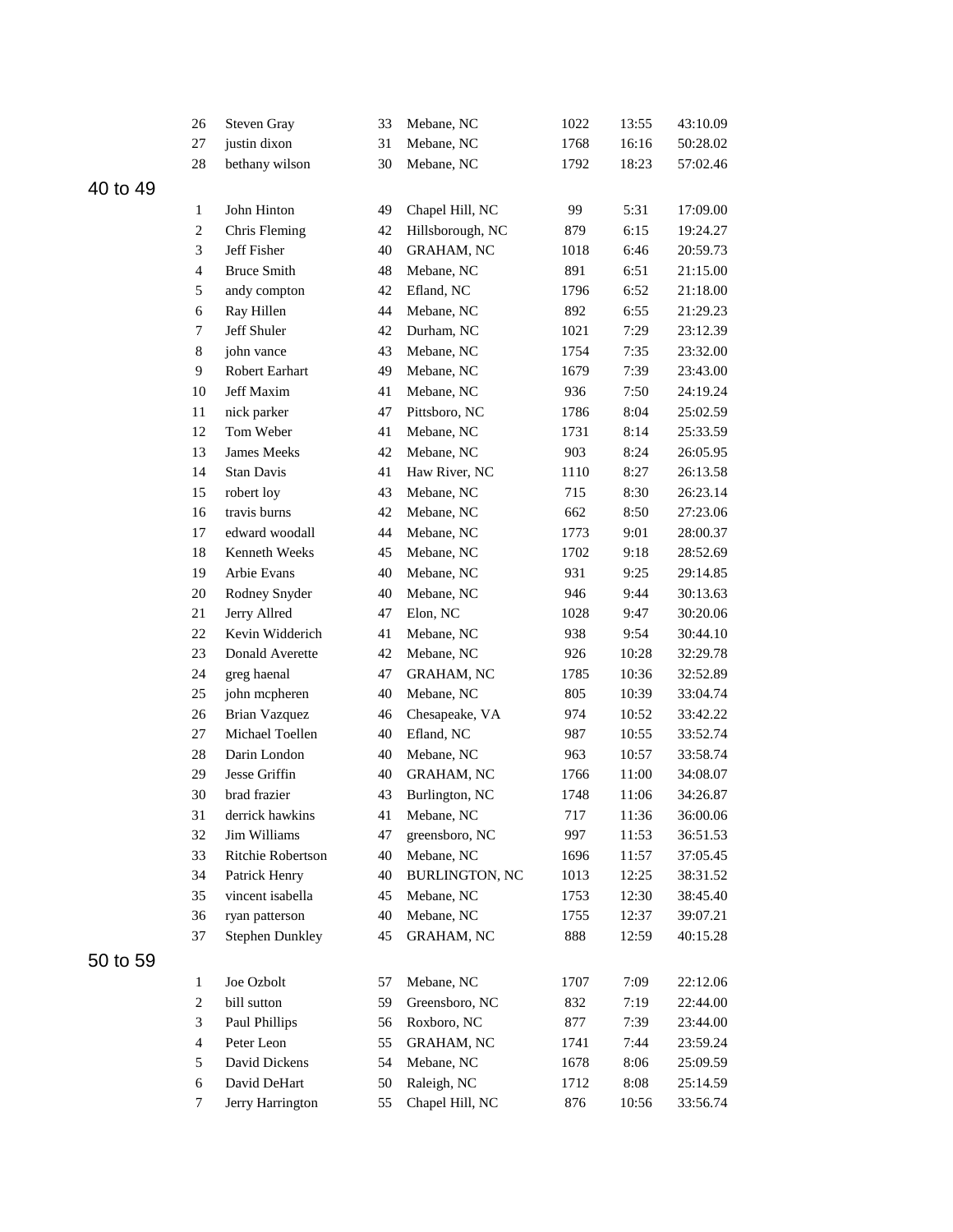| | | | | | | |
|---|---|---|---|---|---|---|
| 26 | Steven Gray | 33 | Mebane, NC | 1022 | 13:55 | 43:10.09 |
| 27 | justin dixon | 31 | Mebane, NC | 1768 | 16:16 | 50:28.02 |
| 28 | bethany wilson | 30 | Mebane, NC | 1792 | 18:23 | 57:02.46 |

## 40 to 49

| | | | | | | |
|---|---|---|---|---|---|---|
| 1 | John Hinton | 49 | Chapel Hill, NC | 99 | 5:31 | 17:09.00 |
| 2 | Chris Fleming | 42 | Hillsborough, NC | 879 | 6:15 | 19:24.27 |
| 3 | Jeff Fisher | 40 | GRAHAM, NC | 1018 | 6:46 | 20:59.73 |
| 4 | Bruce Smith | 48 | Mebane, NC | 891 | 6:51 | 21:15.00 |
| 5 | andy compton | 42 | Efland, NC | 1796 | 6:52 | 21:18.00 |
| 6 | Ray Hillen | 44 | Mebane, NC | 892 | 6:55 | 21:29.23 |
| 7 | Jeff Shuler | 42 | Durham, NC | 1021 | 7:29 | 23:12.39 |
| 8 | john vance | 43 | Mebane, NC | 1754 | 7:35 | 23:32.00 |
| 9 | Robert Earhart | 49 | Mebane, NC | 1679 | 7:39 | 23:43.00 |
| 10 | Jeff Maxim | 41 | Mebane, NC | 936 | 7:50 | 24:19.24 |
| 11 | nick parker | 47 | Pittsboro, NC | 1786 | 8:04 | 25:02.59 |
| 12 | Tom Weber | 41 | Mebane, NC | 1731 | 8:14 | 25:33.59 |
| 13 | James Meeks | 42 | Mebane, NC | 903 | 8:24 | 26:05.95 |
| 14 | Stan Davis | 41 | Haw River, NC | 1110 | 8:27 | 26:13.58 |
| 15 | robert loy | 43 | Mebane, NC | 715 | 8:30 | 26:23.14 |
| 16 | travis burns | 42 | Mebane, NC | 662 | 8:50 | 27:23.06 |
| 17 | edward woodall | 44 | Mebane, NC | 1773 | 9:01 | 28:00.37 |
| 18 | Kenneth Weeks | 45 | Mebane, NC | 1702 | 9:18 | 28:52.69 |
| 19 | Arbie Evans | 40 | Mebane, NC | 931 | 9:25 | 29:14.85 |
| 20 | Rodney Snyder | 40 | Mebane, NC | 946 | 9:44 | 30:13.63 |
| 21 | Jerry Allred | 47 | Elon, NC | 1028 | 9:47 | 30:20.06 |
| 22 | Kevin Widderich | 41 | Mebane, NC | 938 | 9:54 | 30:44.10 |
| 23 | Donald Averette | 42 | Mebane, NC | 926 | 10:28 | 32:29.78 |
| 24 | greg haenal | 47 | GRAHAM, NC | 1785 | 10:36 | 32:52.89 |
| 25 | john mcpheren | 40 | Mebane, NC | 805 | 10:39 | 33:04.74 |
| 26 | Brian Vazquez | 46 | Chesapeake, VA | 974 | 10:52 | 33:42.22 |
| 27 | Michael Toellen | 40 | Efland, NC | 987 | 10:55 | 33:52.74 |
| 28 | Darin London | 40 | Mebane, NC | 963 | 10:57 | 33:58.74 |
| 29 | Jesse Griffin | 40 | GRAHAM, NC | 1766 | 11:00 | 34:08.07 |
| 30 | brad frazier | 43 | Burlington, NC | 1748 | 11:06 | 34:26.87 |
| 31 | derrick hawkins | 41 | Mebane, NC | 717 | 11:36 | 36:00.06 |
| 32 | Jim Williams | 47 | greensboro, NC | 997 | 11:53 | 36:51.53 |
| 33 | Ritchie Robertson | 40 | Mebane, NC | 1696 | 11:57 | 37:05.45 |
| 34 | Patrick Henry | 40 | BURLINGTON, NC | 1013 | 12:25 | 38:31.52 |
| 35 | vincent isabella | 45 | Mebane, NC | 1753 | 12:30 | 38:45.40 |
| 36 | ryan patterson | 40 | Mebane, NC | 1755 | 12:37 | 39:07.21 |
| 37 | Stephen Dunkley | 45 | GRAHAM, NC | 888 | 12:59 | 40:15.28 |

## 50 to 59

| | | | | | | |
|---|---|---|---|---|---|---|
| 1 | Joe Ozbolt | 57 | Mebane, NC | 1707 | 7:09 | 22:12.06 |
| 2 | bill sutton | 59 | Greensboro, NC | 832 | 7:19 | 22:44.00 |
| 3 | Paul Phillips | 56 | Roxboro, NC | 877 | 7:39 | 23:44.00 |
| 4 | Peter Leon | 55 | GRAHAM, NC | 1741 | 7:44 | 23:59.24 |
| 5 | David Dickens | 54 | Mebane, NC | 1678 | 8:06 | 25:09.59 |
| 6 | David DeHart | 50 | Raleigh, NC | 1712 | 8:08 | 25:14.59 |
| 7 | Jerry Harrington | 55 | Chapel Hill, NC | 876 | 10:56 | 33:56.74 |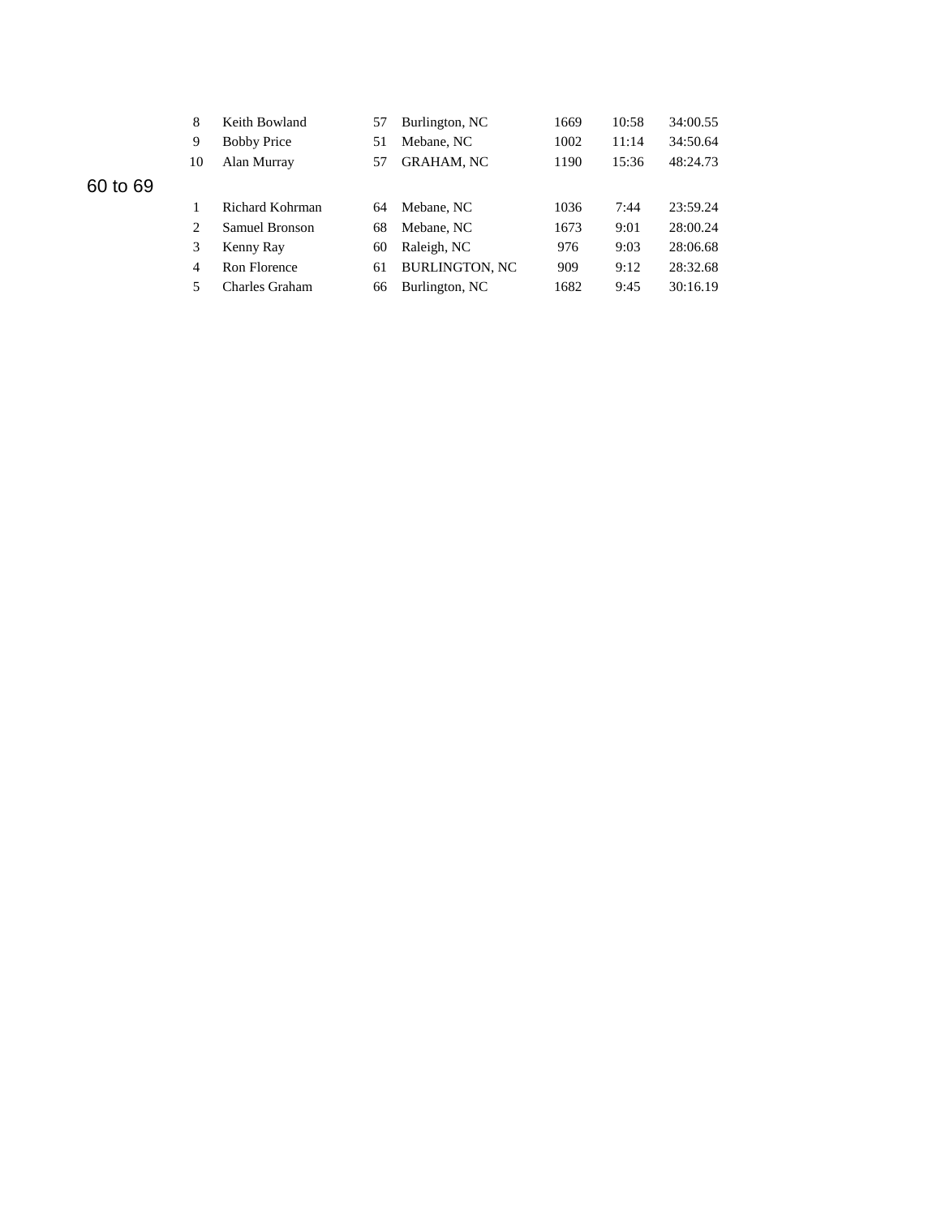| | | | | | | |
|---|---|---|---|---|---|---|
| 8 | Keith Bowland | 57 | Burlington, NC | 1669 | 10:58 | 34:00.55 |
| 9 | Bobby Price | 51 | Mebane, NC | 1002 | 11:14 | 34:50.64 |
| 10 | Alan Murray | 57 | GRAHAM, NC | 1190 | 15:36 | 48:24.73 |

## 60 to 69

| | | | | | | |
|---|---|---|---|---|---|---|
| 1 | Richard Kohrman | 64 | Mebane, NC | 1036 | 7:44 | 23:59.24 |
| 2 | Samuel Bronson | 68 | Mebane, NC | 1673 | 9:01 | 28:00.24 |
| 3 | Kenny Ray | 60 | Raleigh, NC | 976 | 9:03 | 28:06.68 |
| 4 | Ron Florence | 61 | BURLINGTON, NC | 909 | 9:12 | 28:32.68 |
| 5 | Charles Graham | 66 | Burlington, NC | 1682 | 9:45 | 30:16.19 |